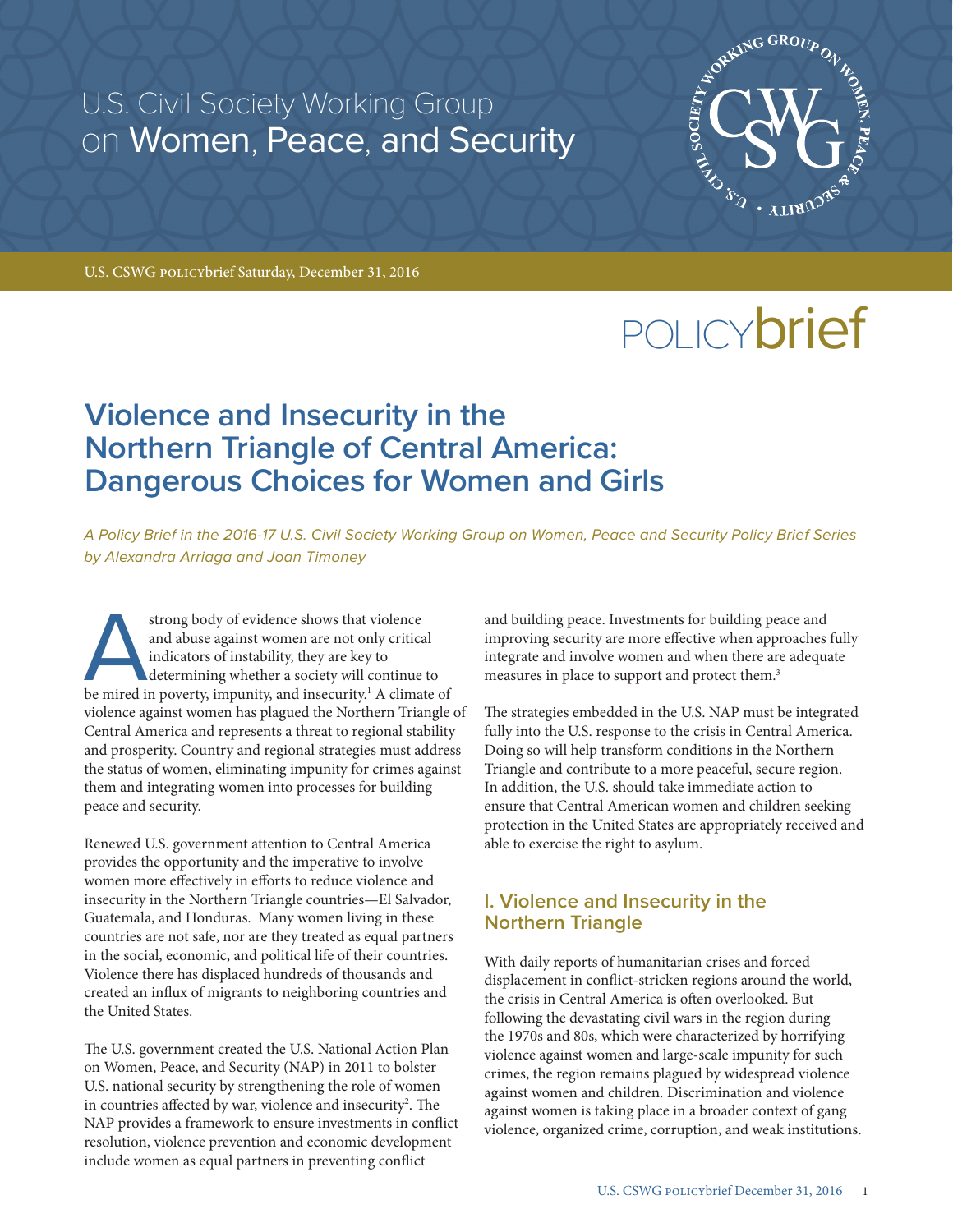U.S. Civil Society Working Group on Women, Peace, and Security

U.S. CSWG POLICYbrief Saturday, December 31, 2016

POLICYbrief

# Violence and Insecurity in the Northern Triangle of Central America: Dangerous Choices for Women and Girls

*A Policy Brief in the 2016-17 U.S. Civil Society Working Group on Women, Peace and Security Policy Brief Series by Alexandra Arriaga and Joan Timoney*

A strong body of evidence shows that violence and abuse against women are not only critical indicators of instability, they are key to determining whether a society will continue to be mired in poverty, impunity, and insecurity.[1] A climate of violence against women has plagued the Northern Triangle of Central America and represents a threat to regional stability and prosperity. Country and regional strategies must address the status of women, eliminating impunity for crimes against them and integrating women into processes for building peace and security.

Renewed U.S. government attention to Central America provides the opportunity and the imperative to involve women more effectively in efforts to reduce violence and insecurity in the Northern Triangle countries—El Salvador, Guatemala, and Honduras. Many women living in these countries are not safe, nor are they treated as equal partners in the social, economic, and political life of their countries. Violence there has displaced hundreds of thousands and created an influx of migrants to neighboring countries and the United States.

The U.S. government created the U.S. National Action Plan on Women, Peace, and Security (NAP) in 2011 to bolster U.S. national security by strengthening the role of women in countries affected by war, violence and insecurity[2]. The NAP provides a framework to ensure investments in conflict resolution, violence prevention and economic development include women as equal partners in preventing conflict and building peace. Investments for building peace and improving security are more effective when approaches fully integrate and involve women and when there are adequate measures in place to support and protect them.[3]

The strategies embedded in the U.S. NAP must be integrated fully into the U.S. response to the crisis in Central America. Doing so will help transform conditions in the Northern Triangle and contribute to a more peaceful, secure region. In addition, the U.S. should take immediate action to ensure that Central American women and children seeking protection in the United States are appropriately received and able to exercise the right to asylum.

## I. Violence and Insecurity in the Northern Triangle

With daily reports of humanitarian crises and forced displacement in conflict-stricken regions around the world, the crisis in Central America is often overlooked. But following the devastating civil wars in the region during the 1970s and 80s, which were characterized by horrifying violence against women and large-scale impunity for such crimes, the region remains plagued by widespread violence against women and children. Discrimination and violence against women is taking place in a broader context of gang violence, organized crime, corruption, and weak institutions.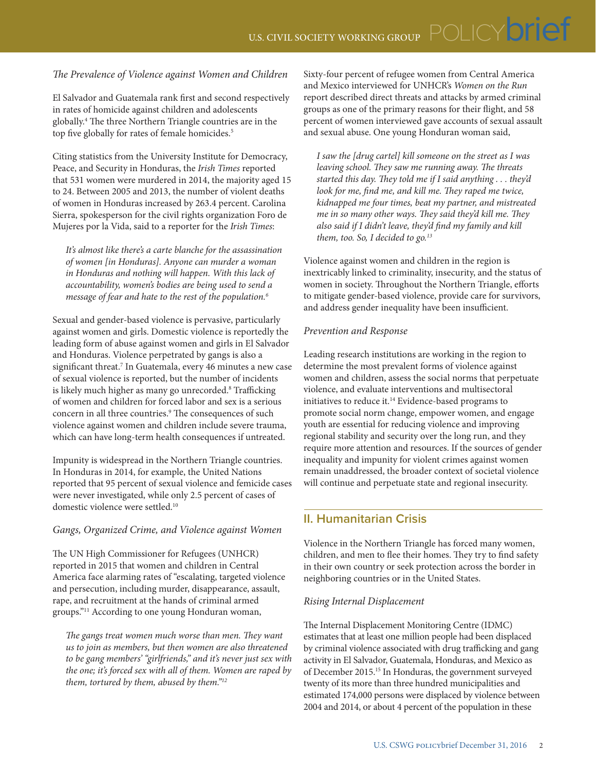*The Prevalence of Violence against Women and Children*

El Salvador and Guatemala rank first and second respectively in rates of homicide against children and adolescents globally.[4] The three Northern Triangle countries are in the top five globally for rates of female homicides.[5]

Citing statistics from the University Institute for Democracy, Peace, and Security in Honduras, the *Irish Times* reported that 531 women were murdered in 2014, the majority aged 15 to 24. Between 2005 and 2013, the number of violent deaths of women in Honduras increased by 263.4 percent. Carolina Sierra, spokesperson for the civil rights organization Foro de Mujeres por la Vida, said to a reporter for the *Irish Times*:

> *It's almost like there's a carte blanche for the assassination of women [in Honduras]. Anyone can murder a woman in Honduras and nothing will happen. With this lack of accountability, women's bodies are being used to send a message of fear and hate to the rest of the population.*[6]

Sexual and gender-based violence is pervasive, particularly against women and girls. Domestic violence is reportedly the leading form of abuse against women and girls in El Salvador and Honduras. Violence perpetrated by gangs is also a significant threat.[7] In Guatemala, every 46 minutes a new case of sexual violence is reported, but the number of incidents is likely much higher as many go unrecorded.[8] Trafficking of women and children for forced labor and sex is a serious concern in all three countries.[9] The consequences of such violence against women and children include severe trauma, which can have long-term health consequences if untreated.

Impunity is widespread in the Northern Triangle countries. In Honduras in 2014, for example, the United Nations reported that 95 percent of sexual violence and femicide cases were never investigated, while only 2.5 percent of cases of domestic violence were settled.[10]

*Gangs, Organized Crime, and Violence against Women*

The UN High Commissioner for Refugees (UNHCR) reported in 2015 that women and children in Central America face alarming rates of "escalating, targeted violence and persecution, including murder, disappearance, assault, rape, and recruitment at the hands of criminal armed groups."[11] According to one young Honduran woman,

> *The gangs treat women much worse than men. They want us to join as members, but then women are also threatened to be gang members' "girlfriends," and it's never just sex with the one; it's forced sex with all of them. Women are raped by them, tortured by them, abused by them."*[12]

Sixty-four percent of refugee women from Central America and Mexico interviewed for UNHCR's *Women on the Run* report described direct threats and attacks by armed criminal groups as one of the primary reasons for their flight, and 58 percent of women interviewed gave accounts of sexual assault and sexual abuse. One young Honduran woman said,

> *I saw the [drug cartel] kill someone on the street as I was leaving school. They saw me running away. The threats started this day. They told me if I said anything . . . they'd look for me, find me, and kill me. They raped me twice, kidnapped me four times, beat my partner, and mistreated me in so many other ways. They said they'd kill me. They also said if I didn't leave, they'd find my family and kill them, too. So, I decided to go.*[13]

Violence against women and children in the region is inextricably linked to criminality, insecurity, and the status of women in society. Throughout the Northern Triangle, efforts to mitigate gender-based violence, provide care for survivors, and address gender inequality have been insufficient.

*Prevention and Response*

Leading research institutions are working in the region to determine the most prevalent forms of violence against women and children, assess the social norms that perpetuate violence, and evaluate interventions and multisectoral initiatives to reduce it.[14] Evidence-based programs to promote social norm change, empower women, and engage youth are essential for reducing violence and improving regional stability and security over the long run, and they require more attention and resources. If the sources of gender inequality and impunity for violent crimes against women remain unaddressed, the broader context of societal violence will continue and perpetuate state and regional insecurity.

## II. Humanitarian Crisis

Violence in the Northern Triangle has forced many women, children, and men to flee their homes. They try to find safety in their own country or seek protection across the border in neighboring countries or in the United States.

*Rising Internal Displacement*

The Internal Displacement Monitoring Centre (IDMC) estimates that at least one million people had been displaced by criminal violence associated with drug trafficking and gang activity in El Salvador, Guatemala, Honduras, and Mexico as of December 2015.[15] In Honduras, the government surveyed twenty of its more than three hundred municipalities and estimated 174,000 persons were displaced by violence between 2004 and 2014, or about 4 percent of the population in these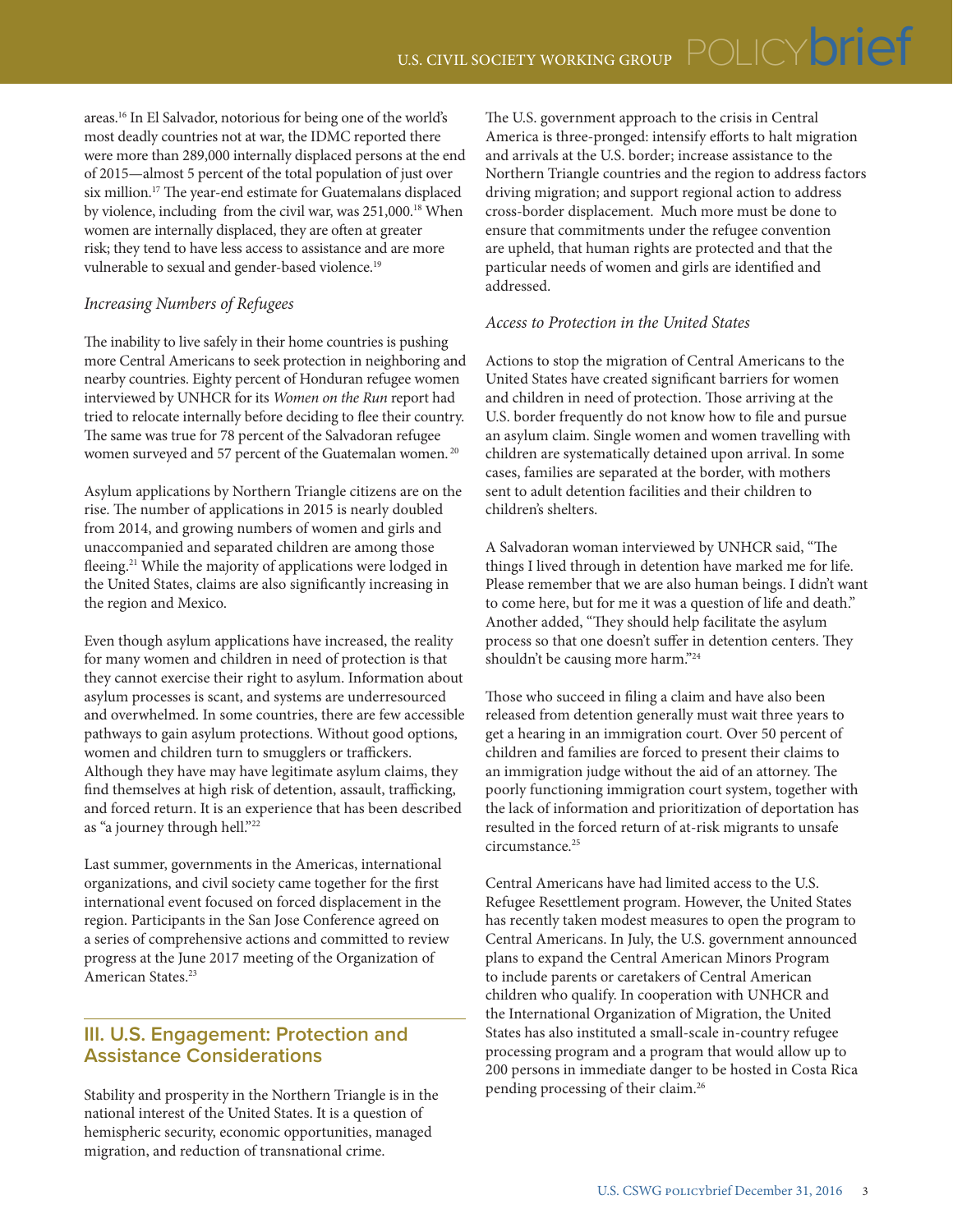areas.[16] In El Salvador, notorious for being one of the world's most deadly countries not at war, the IDMC reported there were more than 289,000 internally displaced persons at the end of 2015—almost 5 percent of the total population of just over six million.[17] The year-end estimate for Guatemalans displaced by violence, including from the civil war, was 251,000.[18] When women are internally displaced, they are often at greater risk; they tend to have less access to assistance and are more vulnerable to sexual and gender-based violence.[19]

*Increasing Numbers of Refugees*

The inability to live safely in their home countries is pushing more Central Americans to seek protection in neighboring and nearby countries. Eighty percent of Honduran refugee women interviewed by UNHCR for its *Women on the Run* report had tried to relocate internally before deciding to flee their country. The same was true for 78 percent of the Salvadoran refugee women surveyed and 57 percent of the Guatemalan women.[20]

Asylum applications by Northern Triangle citizens are on the rise. The number of applications in 2015 is nearly doubled from 2014, and growing numbers of women and girls and unaccompanied and separated children are among those fleeing.[21] While the majority of applications were lodged in the United States, claims are also significantly increasing in the region and Mexico.

Even though asylum applications have increased, the reality for many women and children in need of protection is that they cannot exercise their right to asylum. Information about asylum processes is scant, and systems are underresourced and overwhelmed. In some countries, there are few accessible pathways to gain asylum protections. Without good options, women and children turn to smugglers or traffickers. Although they have may have legitimate asylum claims, they find themselves at high risk of detention, assault, trafficking, and forced return. It is an experience that has been described as "a journey through hell."[22]

Last summer, governments in the Americas, international organizations, and civil society came together for the first international event focused on forced displacement in the region. Participants in the San Jose Conference agreed on a series of comprehensive actions and committed to review progress at the June 2017 meeting of the Organization of American States.[23]

## III. U.S. Engagement: Protection and Assistance Considerations

Stability and prosperity in the Northern Triangle is in the national interest of the United States. It is a question of hemispheric security, economic opportunities, managed migration, and reduction of transnational crime.

The U.S. government approach to the crisis in Central America is three-pronged: intensify efforts to halt migration and arrivals at the U.S. border; increase assistance to the Northern Triangle countries and the region to address factors driving migration; and support regional action to address cross-border displacement. Much more must be done to ensure that commitments under the refugee convention are upheld, that human rights are protected and that the particular needs of women and girls are identified and addressed.

*Access to Protection in the United States*

Actions to stop the migration of Central Americans to the United States have created significant barriers for women and children in need of protection. Those arriving at the U.S. border frequently do not know how to file and pursue an asylum claim. Single women and women travelling with children are systematically detained upon arrival. In some cases, families are separated at the border, with mothers sent to adult detention facilities and their children to children's shelters.

A Salvadoran woman interviewed by UNHCR said, "The things I lived through in detention have marked me for life. Please remember that we are also human beings. I didn't want to come here, but for me it was a question of life and death." Another added, "They should help facilitate the asylum process so that one doesn't suffer in detention centers. They shouldn't be causing more harm."[24]

Those who succeed in filing a claim and have also been released from detention generally must wait three years to get a hearing in an immigration court. Over 50 percent of children and families are forced to present their claims to an immigration judge without the aid of an attorney. The poorly functioning immigration court system, together with the lack of information and prioritization of deportation has resulted in the forced return of at-risk migrants to unsafe circumstance.[25]

Central Americans have had limited access to the U.S. Refugee Resettlement program. However, the United States has recently taken modest measures to open the program to Central Americans. In July, the U.S. government announced plans to expand the Central American Minors Program to include parents or caretakers of Central American children who qualify. In cooperation with UNHCR and the International Organization of Migration, the United States has also instituted a small-scale in-country refugee processing program and a program that would allow up to 200 persons in immediate danger to be hosted in Costa Rica pending processing of their claim.[26]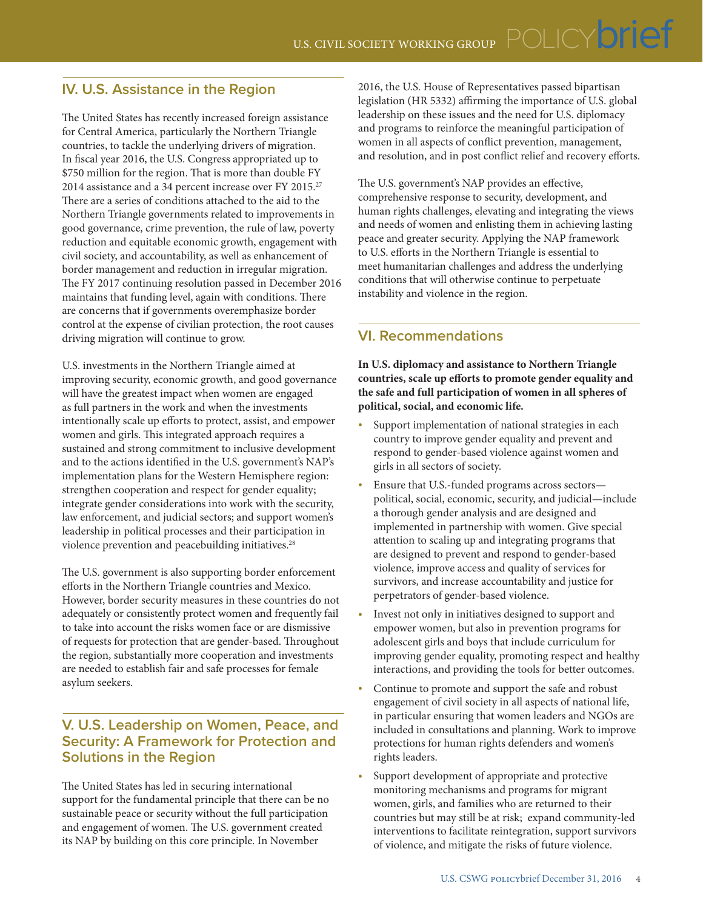## IV. U.S. Assistance in the Region

The United States has recently increased foreign assistance for Central America, particularly the Northern Triangle countries, to tackle the underlying drivers of migration. In fiscal year 2016, the U.S. Congress appropriated up to $750 million for the region. That is more than double FY 2014 assistance and a 34 percent increase over FY 2015.[27] There are a series of conditions attached to the aid to the Northern Triangle governments related to improvements in good governance, crime prevention, the rule of law, poverty reduction and equitable economic growth, engagement with civil society, and accountability, as well as enhancement of border management and reduction in irregular migration. The FY 2017 continuing resolution passed in December 2016 maintains that funding level, again with conditions. There are concerns that if governments overemphasize border control at the expense of civilian protection, the root causes driving migration will continue to grow.

U.S. investments in the Northern Triangle aimed at improving security, economic growth, and good governance will have the greatest impact when women are engaged as full partners in the work and when the investments intentionally scale up efforts to protect, assist, and empower women and girls. This integrated approach requires a sustained and strong commitment to inclusive development and to the actions identified in the U.S. government's NAP's implementation plans for the Western Hemisphere region: strengthen cooperation and respect for gender equality; integrate gender considerations into work with the security, law enforcement, and judicial sectors; and support women's leadership in political processes and their participation in violence prevention and peacebuilding initiatives.[28]

The U.S. government is also supporting border enforcement efforts in the Northern Triangle countries and Mexico. However, border security measures in these countries do not adequately or consistently protect women and frequently fail to take into account the risks women face or are dismissive of requests for protection that are gender-based. Throughout the region, substantially more cooperation and investments are needed to establish fair and safe processes for female asylum seekers.

## V. U.S. Leadership on Women, Peace, and Security: A Framework for Protection and Solutions in the Region

The United States has led in securing international support for the fundamental principle that there can be no sustainable peace or security without the full participation and engagement of women. The U.S. government created its NAP by building on this core principle. In November 2016, the U.S. House of Representatives passed bipartisan legislation (HR 5332) affirming the importance of U.S. global leadership on these issues and the need for U.S. diplomacy and programs to reinforce the meaningful participation of women in all aspects of conflict prevention, management, and resolution, and in post conflict relief and recovery efforts.

The U.S. government's NAP provides an effective, comprehensive response to security, development, and human rights challenges, elevating and integrating the views and needs of women and enlisting them in achieving lasting peace and greater security. Applying the NAP framework to U.S. efforts in the Northern Triangle is essential to meet humanitarian challenges and address the underlying conditions that will otherwise continue to perpetuate instability and violence in the region.

## VI. Recommendations

**In U.S. diplomacy and assistance to Northern Triangle countries, scale up efforts to promote gender equality and the safe and full participation of women in all spheres of political, social, and economic life.**

- Support implementation of national strategies in each country to improve gender equality and prevent and respond to gender-based violence against women and girls in all sectors of society.
- Ensure that U.S.-funded programs across sectors—political, social, economic, security, and judicial—include a thorough gender analysis and are designed and implemented in partnership with women. Give special attention to scaling up and integrating programs that are designed to prevent and respond to gender-based violence, improve access and quality of services for survivors, and increase accountability and justice for perpetrators of gender-based violence.
- Invest not only in initiatives designed to support and empower women, but also in prevention programs for adolescent girls and boys that include curriculum for improving gender equality, promoting respect and healthy interactions, and providing the tools for better outcomes.
- Continue to promote and support the safe and robust engagement of civil society in all aspects of national life, in particular ensuring that women leaders and NGOs are included in consultations and planning. Work to improve protections for human rights defenders and women's rights leaders.
- Support development of appropriate and protective monitoring mechanisms and programs for migrant women, girls, and families who are returned to their countries but may still be at risk; expand community-led interventions to facilitate reintegration, support survivors of violence, and mitigate the risks of future violence.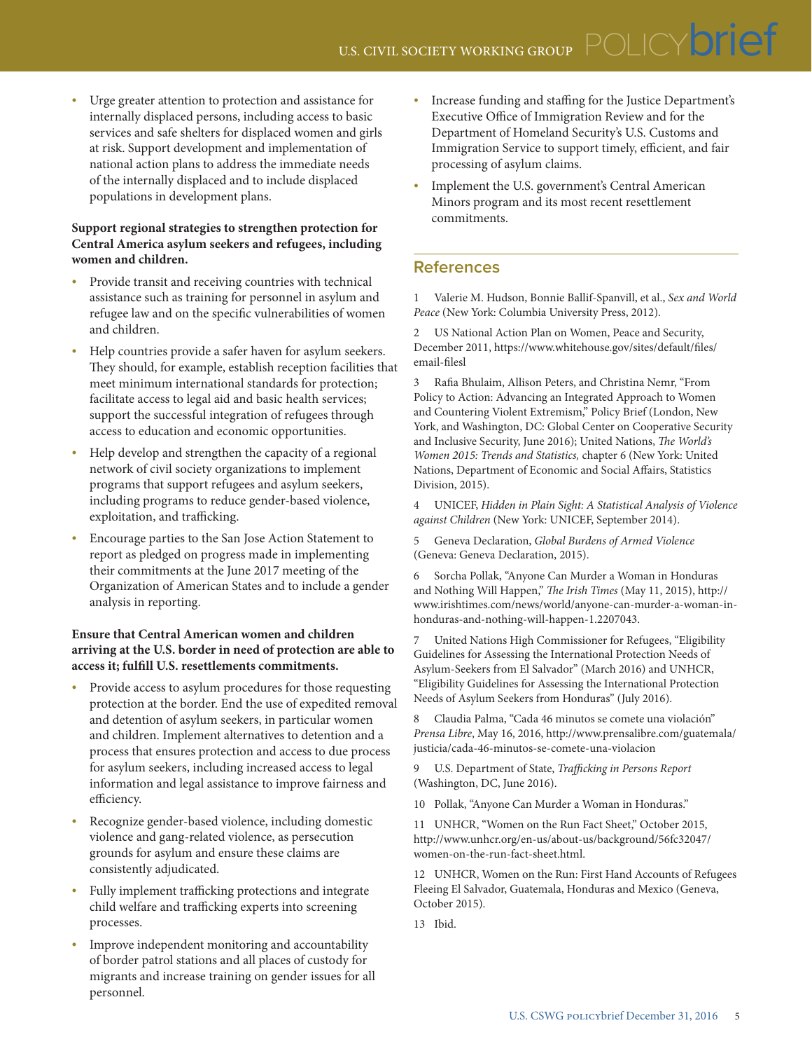- Urge greater attention to protection and assistance for internally displaced persons, including access to basic services and safe shelters for displaced women and girls at risk. Support development and implementation of national action plans to address the immediate needs of the internally displaced and to include displaced populations in development plans.

**Support regional strategies to strengthen protection for Central America asylum seekers and refugees, including women and children.**

- Provide transit and receiving countries with technical assistance such as training for personnel in asylum and refugee law and on the specific vulnerabilities of women and children.
- Help countries provide a safer haven for asylum seekers. They should, for example, establish reception facilities that meet minimum international standards for protection; facilitate access to legal aid and basic health services; support the successful integration of refugees through access to education and economic opportunities.
- Help develop and strengthen the capacity of a regional network of civil society organizations to implement programs that support refugees and asylum seekers, including programs to reduce gender-based violence, exploitation, and trafficking.
- Encourage parties to the San Jose Action Statement to report as pledged on progress made in implementing their commitments at the June 2017 meeting of the Organization of American States and to include a gender analysis in reporting.

**Ensure that Central American women and children arriving at the U.S. border in need of protection are able to access it; fulfill U.S. resettlements commitments.**

- Provide access to asylum procedures for those requesting protection at the border. End the use of expedited removal and detention of asylum seekers, in particular women and children. Implement alternatives to detention and a process that ensures protection and access to due process for asylum seekers, including increased access to legal information and legal assistance to improve fairness and efficiency.
- Recognize gender-based violence, including domestic violence and gang-related violence, as persecution grounds for asylum and ensure these claims are consistently adjudicated.
- Fully implement trafficking protections and integrate child welfare and trafficking experts into screening processes.
- Improve independent monitoring and accountability of border patrol stations and all places of custody for migrants and increase training on gender issues for all personnel.
- Increase funding and staffing for the Justice Department's Executive Office of Immigration Review and for the Department of Homeland Security's U.S. Customs and Immigration Service to support timely, efficient, and fair processing of asylum claims.
- Implement the U.S. government's Central American Minors program and its most recent resettlement commitments.

## References

1 Valerie M. Hudson, Bonnie Ballif-Spanvill, et al., *Sex and World Peace* (New York: Columbia University Press, 2012).

2 US National Action Plan on Women, Peace and Security, December 2011, https://www.whitehouse.gov/sites/default/files/email-filesl

3 Rafia Bhulaim, Allison Peters, and Christina Nemr, "From Policy to Action: Advancing an Integrated Approach to Women and Countering Violent Extremism," Policy Brief (London, New York, and Washington, DC: Global Center on Cooperative Security and Inclusive Security, June 2016); United Nations, *The World's Women 2015: Trends and Statistics,* chapter 6 (New York: United Nations, Department of Economic and Social Affairs, Statistics Division, 2015).

4 UNICEF, *Hidden in Plain Sight: A Statistical Analysis of Violence against Children* (New York: UNICEF, September 2014).

5 Geneva Declaration, *Global Burdens of Armed Violence* (Geneva: Geneva Declaration, 2015).

6 Sorcha Pollak, "Anyone Can Murder a Woman in Honduras and Nothing Will Happen," *The Irish Times* (May 11, 2015), http://www.irishtimes.com/news/world/anyone-can-murder-a-woman-in-honduras-and-nothing-will-happen-1.2207043.

7 United Nations High Commissioner for Refugees, "Eligibility Guidelines for Assessing the International Protection Needs of Asylum-Seekers from El Salvador" (March 2016) and UNHCR, "Eligibility Guidelines for Assessing the International Protection Needs of Asylum Seekers from Honduras" (July 2016).

8 Claudia Palma, "Cada 46 minutos se comete una violación" *Prensa Libre*, May 16, 2016, http://www.prensalibre.com/guatemala/justicia/cada-46-minutos-se-comete-una-violacion

9 U.S. Department of State, *Trafficking in Persons Report* (Washington, DC, June 2016).

10 Pollak, "Anyone Can Murder a Woman in Honduras."

11 UNHCR, "Women on the Run Fact Sheet," October 2015, http://www.unhcr.org/en-us/about-us/background/56fc32047/women-on-the-run-fact-sheet.html.

12 UNHCR, Women on the Run: First Hand Accounts of Refugees Fleeing El Salvador, Guatemala, Honduras and Mexico (Geneva, October 2015).

13 Ibid.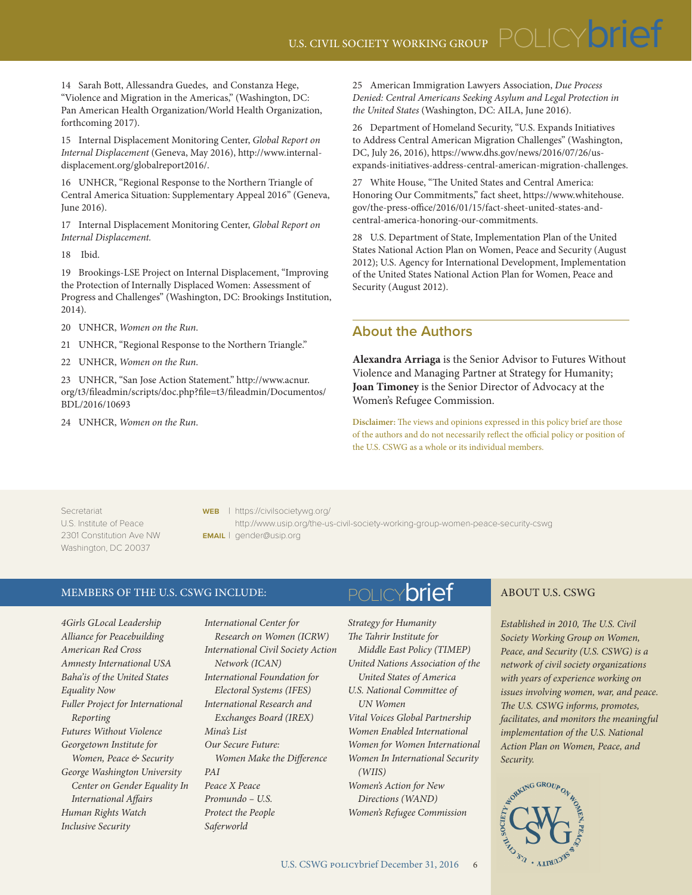14 Sarah Bott, Allessandra Guedes, and Constanza Hege, "Violence and Migration in the Americas," (Washington, DC: Pan American Health Organization/World Health Organization, forthcoming 2017).

15 Internal Displacement Monitoring Center, *Global Report on Internal Displacement* (Geneva, May 2016), http://www.internal-displacement.org/globalreport2016/.

16 UNHCR, "Regional Response to the Northern Triangle of Central America Situation: Supplementary Appeal 2016" (Geneva, June 2016).

17 Internal Displacement Monitoring Center, *Global Report on Internal Displacement.*

18 Ibid.

19 Brookings-LSE Project on Internal Displacement, "Improving the Protection of Internally Displaced Women: Assessment of Progress and Challenges" (Washington, DC: Brookings Institution, 2014).

20 UNHCR, *Women on the Run*.

21 UNHCR, "Regional Response to the Northern Triangle."

22 UNHCR, *Women on the Run*.

23 UNHCR, "San Jose Action Statement." http://www.acnur.org/t3/fileadmin/scripts/doc.php?file=t3/fileadmin/Documentos/BDL/2016/10693

24 UNHCR, *Women on the Run*.

25 American Immigration Lawyers Association, *Due Process Denied: Central Americans Seeking Asylum and Legal Protection in the United States* (Washington, DC: AILA, June 2016).

26 Department of Homeland Security, "U.S. Expands Initiatives to Address Central American Migration Challenges" (Washington, DC, July 26, 2016), https://www.dhs.gov/news/2016/07/26/us-expands-initiatives-address-central-american-migration-challenges.

27 White House, "The United States and Central America: Honoring Our Commitments," fact sheet, https://www.whitehouse.gov/the-press-office/2016/01/15/fact-sheet-united-states-and-central-america-honoring-our-commitments.

28 U.S. Department of State, Implementation Plan of the United States National Action Plan on Women, Peace and Security (August 2012); U.S. Agency for International Development, Implementation of the United States National Action Plan for Women, Peace and Security (August 2012).

## About the Authors

**Alexandra Arriaga** is the Senior Advisor to Futures Without Violence and Managing Partner at Strategy for Humanity; **Joan Timoney** is the Senior Director of Advocacy at the Women's Refugee Commission.

**Disclaimer:** The views and opinions expressed in this policy brief are those of the authors and do not necessarily reflect the official policy or position of the U.S. CSWG as a whole or its individual members.

Secretariat
U.S. Institute of Peace
2301 Constitution Ave NW
Washington, DC 20037

**WEB** | https://civilsocietywg.org/
http://www.usip.org/the-us-civil-society-working-group-women-peace-security-cswg
**EMAIL** | gender@usip.org

## MEMBERS OF THE U.S. CSWG INCLUDE:

*4Girls GLocal Leadership*
*Alliance for Peacebuilding*
*American Red Cross*
*Amnesty International USA*
*Baha'is of the United States*
*Equality Now*
*Fuller Project for International Reporting*
*Futures Without Violence*
*Georgetown Institute for Women, Peace & Security*
*George Washington University Center on Gender Equality In International Affairs*
*Human Rights Watch*
*Inclusive Security*
*International Center for Research on Women (ICRW)*
*International Civil Society Action Network (ICAN)*
*International Foundation for Electoral Systems (IFES)*
*International Research and Exchanges Board (IREX)*
*Mina's List*
*Our Secure Future: Women Make the Difference*
*PAI*
*Peace X Peace*
*Promundo – U.S.*
*Protect the People*
*Saferworld*
*Strategy for Humanity*
*The Tahrir Institute for Middle East Policy (TIMEP)*
*United Nations Association of the United States of America*
*U.S. National Committee of UN Women*
*Vital Voices Global Partnership*
*Women Enabled International*
*Women for Women International*
*Women In International Security (WIIS)*
*Women's Action for New Directions (WAND)*
*Women's Refugee Commission*

## ABOUT U.S. CSWG

*Established in 2010, The U.S. Civil Society Working Group on Women, Peace, and Security (U.S. CSWG) is a network of civil society organizations with years of experience working on issues involving women, war, and peace. The U.S. CSWG informs, promotes, facilitates, and monitors the meaningful implementation of the U.S. National Action Plan on Women, Peace, and Security.*